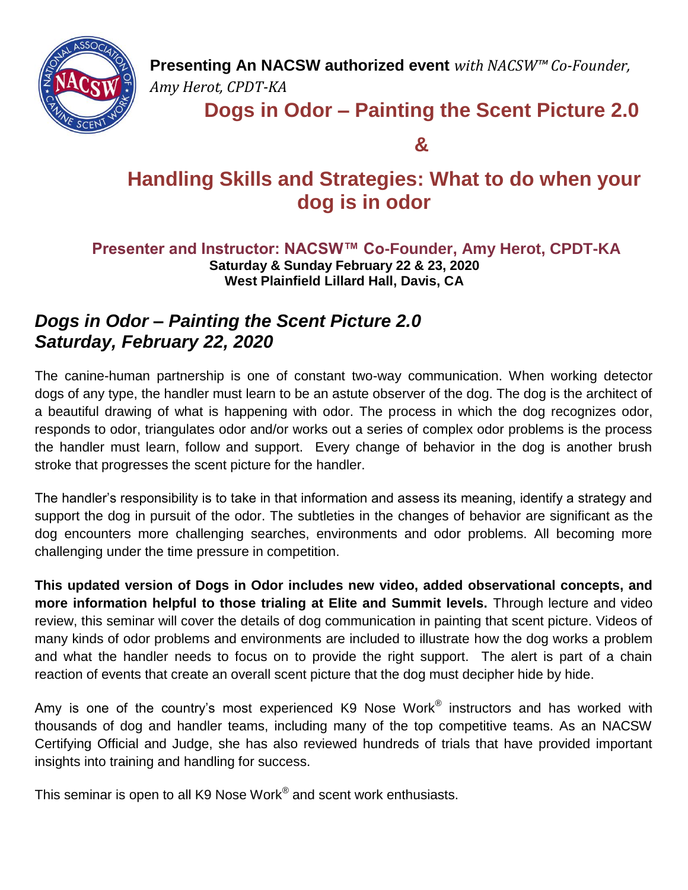**Presenting An NACSW authorized event** *with NACSW™ Co-Founder, Amy Herot, CPDT-KA*

# Dogs in Odor – Painting the Scent Picture 2.0

**&**

# Handling Skills and Strategies: What to do when your dog is in odor

### Presenter and Instructor: NACSW™ Co-Founder, Amy Herot, CPDT-KA

**Saturday & Sunday February 22 & 23, 2020**
**West Plainfield Lillard Hall, Davis, CA**

## *Dogs in Odor – Painting the Scent Picture 2.0*
## *Saturday, February 22, 2020*

The canine-human partnership is one of constant two-way communication. When working detector dogs of any type, the handler must learn to be an astute observer of the dog. The dog is the architect of a beautiful drawing of what is happening with odor. The process in which the dog recognizes odor, responds to odor, triangulates odor and/or works out a series of complex odor problems is the process the handler must learn, follow and support. Every change of behavior in the dog is another brush stroke that progresses the scent picture for the handler.

The handler's responsibility is to take in that information and assess its meaning, identify a strategy and support the dog in pursuit of the odor. The subtleties in the changes of behavior are significant as the dog encounters more challenging searches, environments and odor problems. All becoming more challenging under the time pressure in competition.

**This updated version of Dogs in Odor includes new video, added observational concepts, and more information helpful to those trialing at Elite and Summit levels.** Through lecture and video review, this seminar will cover the details of dog communication in painting that scent picture. Videos of many kinds of odor problems and environments are included to illustrate how the dog works a problem and what the handler needs to focus on to provide the right support. The alert is part of a chain reaction of events that create an overall scent picture that the dog must decipher hide by hide.

Amy is one of the country's most experienced K9 Nose Work® instructors and has worked with thousands of dog and handler teams, including many of the top competitive teams. As an NACSW Certifying Official and Judge, she has also reviewed hundreds of trials that have provided important insights into training and handling for success.

This seminar is open to all K9 Nose Work® and scent work enthusiasts.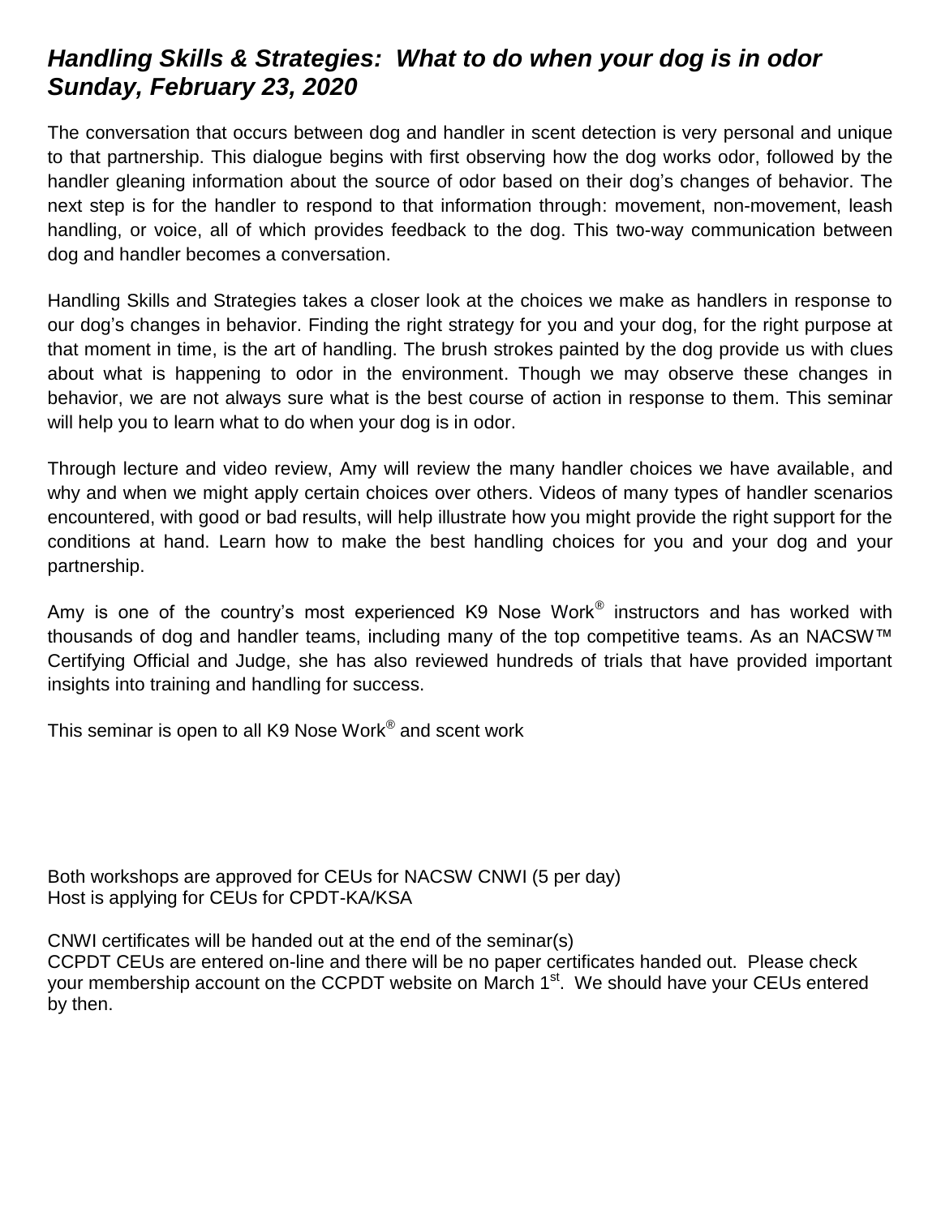## *Handling Skills & Strategies: What to do when your dog is in odor*
## *Sunday, February 23, 2020*

The conversation that occurs between dog and handler in scent detection is very personal and unique to that partnership. This dialogue begins with first observing how the dog works odor, followed by the handler gleaning information about the source of odor based on their dog's changes of behavior. The next step is for the handler to respond to that information through: movement, non-movement, leash handling, or voice, all of which provides feedback to the dog. This two-way communication between dog and handler becomes a conversation.

Handling Skills and Strategies takes a closer look at the choices we make as handlers in response to our dog's changes in behavior. Finding the right strategy for you and your dog, for the right purpose at that moment in time, is the art of handling. The brush strokes painted by the dog provide us with clues about what is happening to odor in the environment. Though we may observe these changes in behavior, we are not always sure what is the best course of action in response to them. This seminar will help you to learn what to do when your dog is in odor.

Through lecture and video review, Amy will review the many handler choices we have available, and why and when we might apply certain choices over others. Videos of many types of handler scenarios encountered, with good or bad results, will help illustrate how you might provide the right support for the conditions at hand. Learn how to make the best handling choices for you and your dog and your partnership.

Amy is one of the country's most experienced K9 Nose Work® instructors and has worked with thousands of dog and handler teams, including many of the top competitive teams. As an NACSW™ Certifying Official and Judge, she has also reviewed hundreds of trials that have provided important insights into training and handling for success.

This seminar is open to all K9 Nose Work® and scent work

Both workshops are approved for CEUs for NACSW CNWI (5 per day)
Host is applying for CEUs for CPDT-KA/KSA

CNWI certificates will be handed out at the end of the seminar(s)
CCPDT CEUs are entered on-line and there will be no paper certificates handed out. Please check your membership account on the CCPDT website on March 1st. We should have your CEUs entered by then.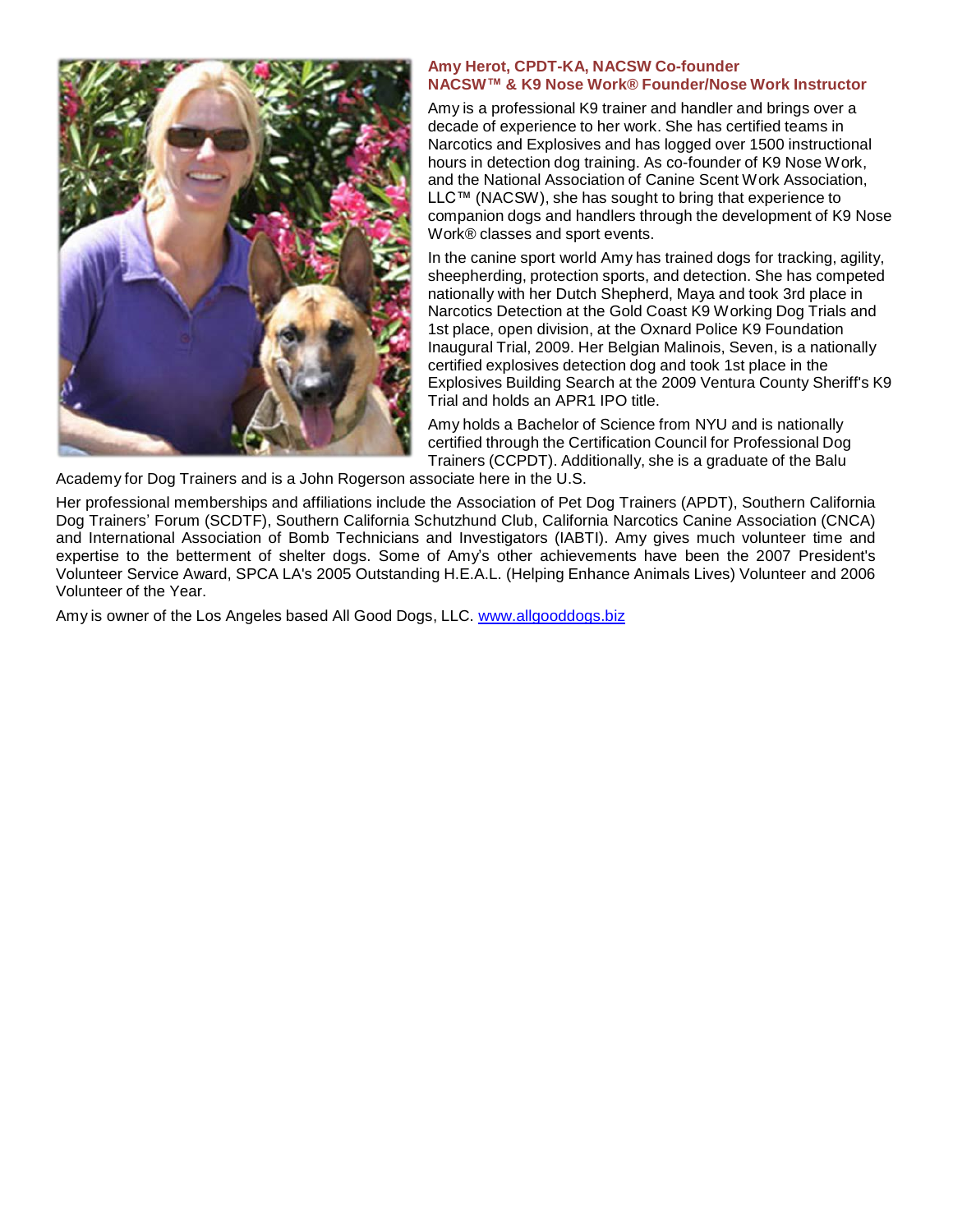**Amy Herot, CPDT-KA, NACSW Co-founder**
**NACSW™ & K9 Nose Work® Founder/Nose Work Instructor**

Amy is a professional K9 trainer and handler and brings over a decade of experience to her work. She has certified teams in Narcotics and Explosives and has logged over 1500 instructional hours in detection dog training. As co-founder of K9 Nose Work, and the National Association of Canine Scent Work Association, LLC™ (NACSW), she has sought to bring that experience to companion dogs and handlers through the development of K9 Nose Work® classes and sport events.

In the canine sport world Amy has trained dogs for tracking, agility, sheepherding, protection sports, and detection. She has competed nationally with her Dutch Shepherd, Maya and took 3rd place in Narcotics Detection at the Gold Coast K9 Working Dog Trials and 1st place, open division, at the Oxnard Police K9 Foundation Inaugural Trial, 2009. Her Belgian Malinois, Seven, is a nationally certified explosives detection dog and took 1st place in the Explosives Building Search at the 2009 Ventura County Sheriff's K9 Trial and holds an APR1 IPO title.

Amy holds a Bachelor of Science from NYU and is nationally certified through the Certification Council for Professional Dog Trainers (CCPDT). Additionally, she is a graduate of the Balu Academy for Dog Trainers and is a John Rogerson associate here in the U.S.

Her professional memberships and affiliations include the Association of Pet Dog Trainers (APDT), Southern California Dog Trainers' Forum (SCDTF), Southern California Schutzhund Club, California Narcotics Canine Association (CNCA) and International Association of Bomb Technicians and Investigators (IABTI). Amy gives much volunteer time and expertise to the betterment of shelter dogs. Some of Amy's other achievements have been the 2007 President's Volunteer Service Award, SPCA LA's 2005 Outstanding H.E.A.L. (Helping Enhance Animals Lives) Volunteer and 2006 Volunteer of the Year.

Amy is owner of the Los Angeles based All Good Dogs, LLC. [www.allgooddogs.biz](http://www.allgooddogs.biz)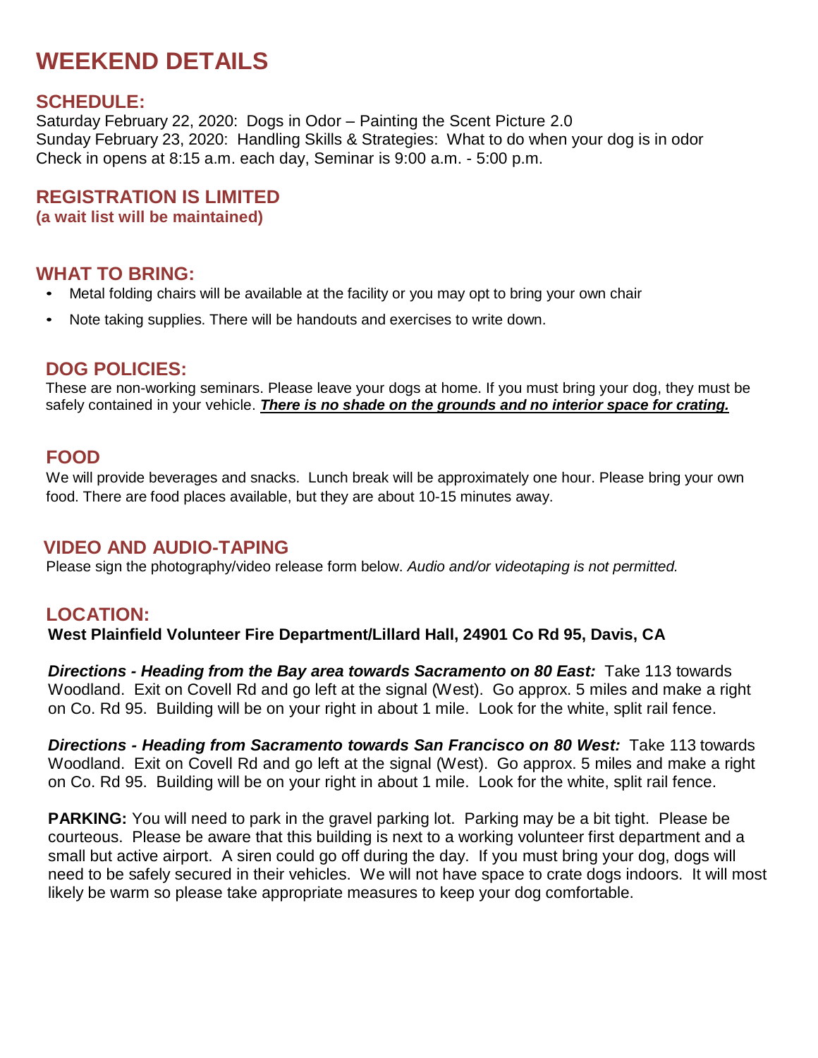# WEEKEND DETAILS

## SCHEDULE:

Saturday February 22, 2020: Dogs in Odor – Painting the Scent Picture 2.0
Sunday February 23, 2020: Handling Skills & Strategies: What to do when your dog is in odor
Check in opens at 8:15 a.m. each day, Seminar is 9:00 a.m. - 5:00 p.m.

## REGISTRATION IS LIMITED

**(a wait list will be maintained)**

## WHAT TO BRING:

- Metal folding chairs will be available at the facility or you may opt to bring your own chair
- Note taking supplies. There will be handouts and exercises to write down.

## DOG POLICIES:

These are non-working seminars. Please leave your dogs at home. If you must bring your dog, they must be safely contained in your vehicle. ***<u>There is no shade on the grounds and no interior space for crating.</u>***

## FOOD

We will provide beverages and snacks. Lunch break will be approximately one hour. Please bring your own food. There are food places available, but they are about 10-15 minutes away.

## VIDEO AND AUDIO-TAPING

Please sign the photography/video release form below. *Audio and/or videotaping is not permitted.*

## LOCATION:

**West Plainfield Volunteer Fire Department/Lillard Hall, 24901 Co Rd 95, Davis, CA**

***Directions - Heading from the Bay area towards Sacramento on 80 East:*** Take 113 towards Woodland. Exit on Covell Rd and go left at the signal (West). Go approx. 5 miles and make a right on Co. Rd 95. Building will be on your right in about 1 mile. Look for the white, split rail fence.

***Directions - Heading from Sacramento towards San Francisco on 80 West:*** Take 113 towards Woodland. Exit on Covell Rd and go left at the signal (West). Go approx. 5 miles and make a right on Co. Rd 95. Building will be on your right in about 1 mile. Look for the white, split rail fence.

**PARKING:** You will need to park in the gravel parking lot. Parking may be a bit tight. Please be courteous. Please be aware that this building is next to a working volunteer first department and a small but active airport. A siren could go off during the day. If you must bring your dog, dogs will need to be safely secured in their vehicles. We will not have space to crate dogs indoors. It will most likely be warm so please take appropriate measures to keep your dog comfortable.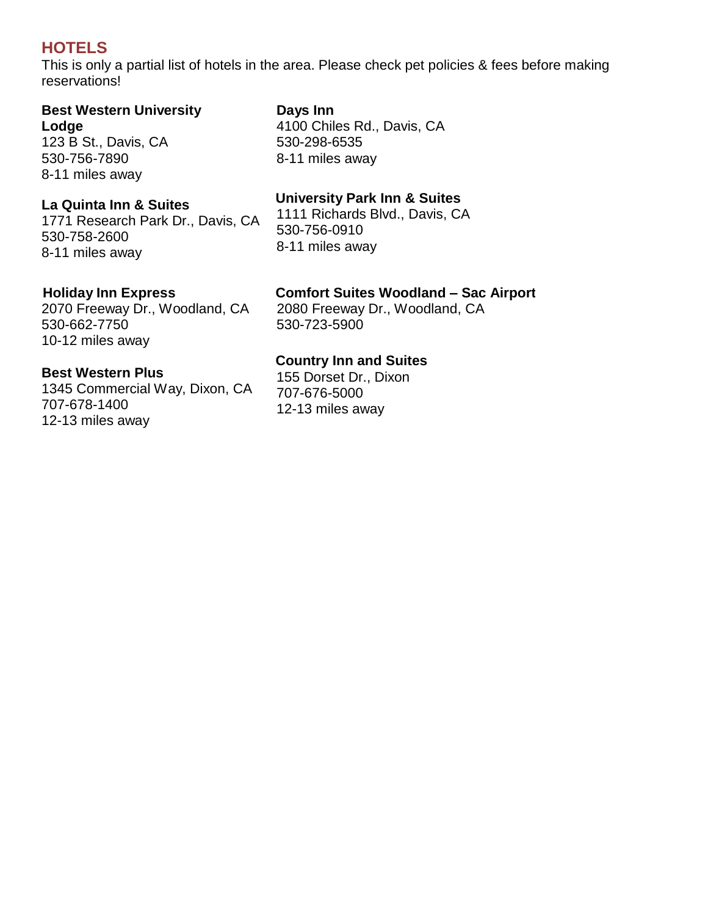## HOTELS

This is only a partial list of hotels in the area. Please check pet policies & fees before making reservations!

**Best Western University Lodge**
123 B St., Davis, CA
530-756-7890
8-11 miles away

**La Quinta Inn & Suites**
1771 Research Park Dr., Davis, CA
530-758-2600
8-11 miles away

**Holiday Inn Express**
2070 Freeway Dr., Woodland, CA
530-662-7750
10-12 miles away

**Best Western Plus**
1345 Commercial Way, Dixon, CA
707-678-1400
12-13 miles away

**Days Inn**
4100 Chiles Rd., Davis, CA
530-298-6535
8-11 miles away

**University Park Inn & Suites**
1111 Richards Blvd., Davis, CA
530-756-0910
8-11 miles away

**Comfort Suites Woodland – Sac Airport**
2080 Freeway Dr., Woodland, CA
530-723-5900

**Country Inn and Suites**
155 Dorset Dr., Dixon
707-676-5000
12-13 miles away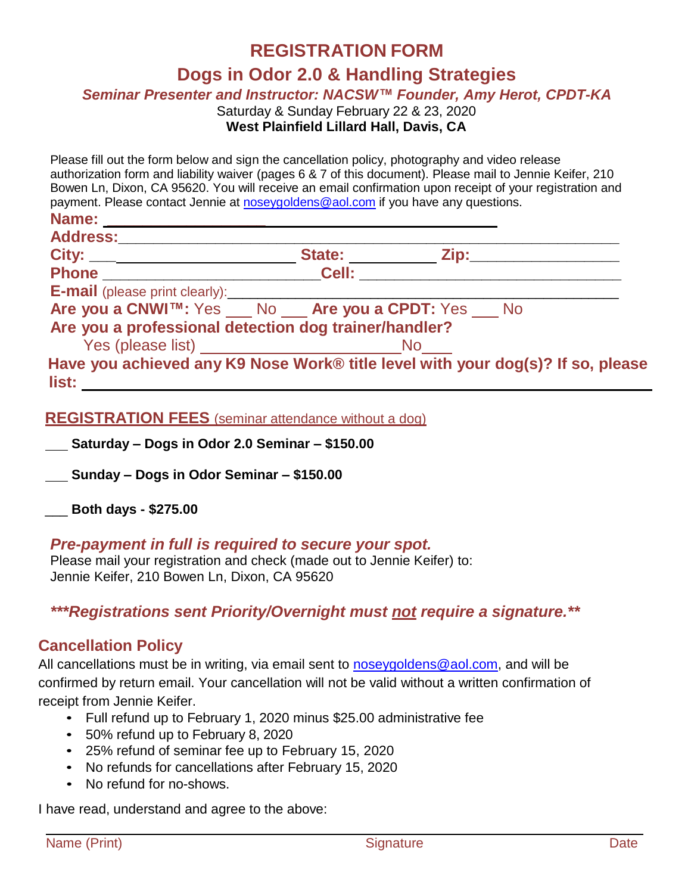# REGISTRATION FORM

## Dogs in Odor 2.0 & Handling Strategies

***Seminar Presenter and Instructor: NACSW™ Founder, Amy Herot, CPDT-KA***

Saturday & Sunday February 22 & 23, 2020

**West Plainfield Lillard Hall, Davis, CA**

Please fill out the form below and sign the cancellation policy, photography and video release authorization form and liability waiver (pages 6 & 7 of this document). Please mail to Jennie Keifer, 210 Bowen Ln, Dixon, CA 95620. You will receive an email confirmation upon receipt of your registration and payment. Please contact Jennie at noseygoldens@aol.com if you have any questions.

**Name:** ____________________________________________

**Address:**____________________________________________

**City:** ___________________ **State:** __________ **Zip:**________________

**Phone** ________________________ **Cell:** ______________________________

**E-mail** (please print clearly):____________________________________________

**Are you a CNWI™:** Yes ___ No ___ **Are you a CPDT:** Yes ___ No

**Are you a professional detection dog trainer/handler?**

Yes (please list) ______________________ No___

**Have you achieved any K9 Nose Work® title level with your dog(s)? If so, please list:** ____________________________________________

**REGISTRATION FEES** (seminar attendance without a dog)

___ **Saturday – Dogs in Odor 2.0 Seminar – $150.00**

___ **Sunday – Dogs in Odor Seminar – $150.00**

___ **Both days - $275.00**

***Pre-payment in full is required to secure your spot.***

Please mail your registration and check (made out to Jennie Keifer) to:
Jennie Keifer, 210 Bowen Ln, Dixon, CA 95620

***\*\*\*Registrations sent Priority/Overnight must not require a signature.\*\****

### Cancellation Policy

All cancellations must be in writing, via email sent to noseygoldens@aol.com, and will be confirmed by return email. Your cancellation will not be valid without a written confirmation of receipt from Jennie Keifer.

- Full refund up to February 1, 2020 minus $25.00 administrative fee
- 50% refund up to February 8, 2020
- 25% refund of seminar fee up to February 15, 2020
- No refunds for cancellations after February 15, 2020
- No refund for no-shows.

I have read, understand and agree to the above:

______________________________________________________________

Name (Print) Signature Date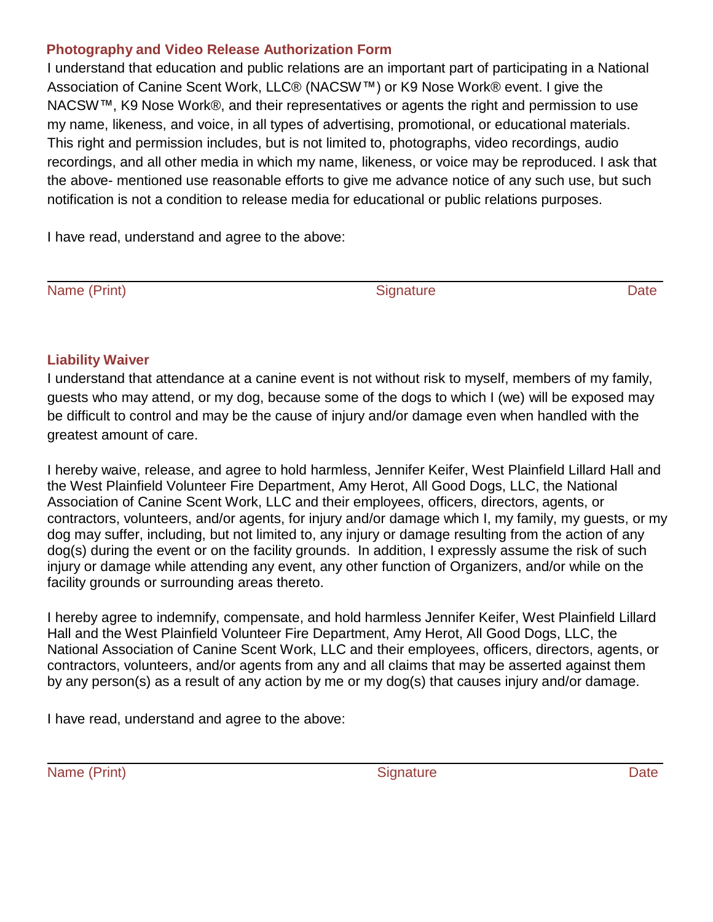## Photography and Video Release Authorization Form

I understand that education and public relations are an important part of participating in a National Association of Canine Scent Work, LLC® (NACSW™) or K9 Nose Work® event. I give the NACSW™, K9 Nose Work®, and their representatives or agents the right and permission to use my name, likeness, and voice, in all types of advertising, promotional, or educational materials. This right and permission includes, but is not limited to, photographs, video recordings, audio recordings, and all other media in which my name, likeness, or voice may be reproduced. I ask that the above- mentioned use reasonable efforts to give me advance notice of any such use, but such notification is not a condition to release media for educational or public relations purposes.

I have read, understand and agree to the above:

______________________________________________________________________

Name (Print) Signature Date

## Liability Waiver

I understand that attendance at a canine event is not without risk to myself, members of my family, guests who may attend, or my dog, because some of the dogs to which I (we) will be exposed may be difficult to control and may be the cause of injury and/or damage even when handled with the greatest amount of care.

I hereby waive, release, and agree to hold harmless, Jennifer Keifer, West Plainfield Lillard Hall and the West Plainfield Volunteer Fire Department, Amy Herot, All Good Dogs, LLC, the National Association of Canine Scent Work, LLC and their employees, officers, directors, agents, or contractors, volunteers, and/or agents, for injury and/or damage which I, my family, my guests, or my dog may suffer, including, but not limited to, any injury or damage resulting from the action of any dog(s) during the event or on the facility grounds. In addition, I expressly assume the risk of such injury or damage while attending any event, any other function of Organizers, and/or while on the facility grounds or surrounding areas thereto.

I hereby agree to indemnify, compensate, and hold harmless Jennifer Keifer, West Plainfield Lillard Hall and the West Plainfield Volunteer Fire Department, Amy Herot, All Good Dogs, LLC, the National Association of Canine Scent Work, LLC and their employees, officers, directors, agents, or contractors, volunteers, and/or agents from any and all claims that may be asserted against them by any person(s) as a result of any action by me or my dog(s) that causes injury and/or damage.

I have read, understand and agree to the above:

______________________________________________________________________

Name (Print) Signature Date